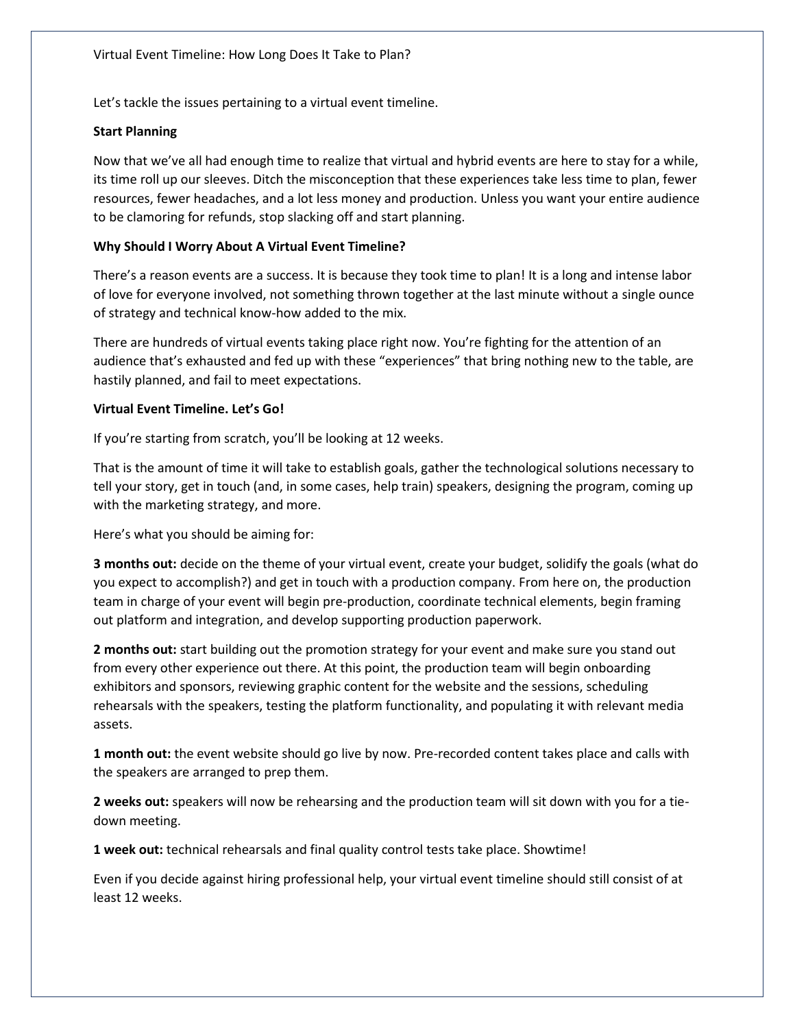# Virtual Event Timeline: How Long Does It Take to Plan?

Let's tackle the issues pertaining to a virtual event timeline.

## Start Planning

Now that we've all had enough time to realize that virtual and hybrid events are here to stay for a while, its time roll up our sleeves. Ditch the misconception that these experiences take less time to plan, fewer resources, fewer headaches, and a lot less money and production. Unless you want your entire audience to be clamoring for refunds, stop slacking off and start planning.

## Why Should I Worry About A Virtual Event Timeline?

There's a reason events are a success. It is because they took time to plan! It is a long and intense labor of love for everyone involved, not something thrown together at the last minute without a single ounce of strategy and technical know-how added to the mix.

There are hundreds of virtual events taking place right now. You're fighting for the attention of an audience that's exhausted and fed up with these "experiences" that bring nothing new to the table, are hastily planned, and fail to meet expectations.

## Virtual Event Timeline. Let's Go!

If you're starting from scratch, you'll be looking at 12 weeks.

That is the amount of time it will take to establish goals, gather the technological solutions necessary to tell your story, get in touch (and, in some cases, help train) speakers, designing the program, coming up with the marketing strategy, and more.

Here's what you should be aiming for:

**3 months out:** decide on the theme of your virtual event, create your budget, solidify the goals (what do you expect to accomplish?) and get in touch with a production company. From here on, the production team in charge of your event will begin pre-production, coordinate technical elements, begin framing out platform and integration, and develop supporting production paperwork.

**2 months out:** start building out the promotion strategy for your event and make sure you stand out from every other experience out there. At this point, the production team will begin onboarding exhibitors and sponsors, reviewing graphic content for the website and the sessions, scheduling rehearsals with the speakers, testing the platform functionality, and populating it with relevant media assets.

**1 month out:** the event website should go live by now. Pre-recorded content takes place and calls with the speakers are arranged to prep them.

**2 weeks out:** speakers will now be rehearsing and the production team will sit down with you for a tie-down meeting.

**1 week out:** technical rehearsals and final quality control tests take place. Showtime!

Even if you decide against hiring professional help, your virtual event timeline should still consist of at least 12 weeks.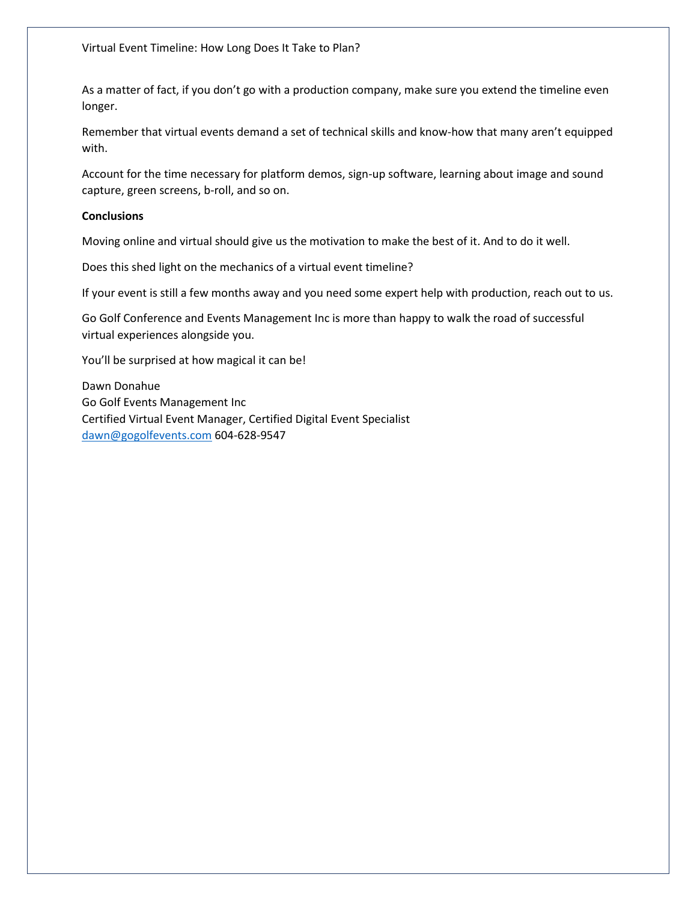As a matter of fact, if you don't go with a production company, make sure you extend the timeline even longer.

Remember that virtual events demand a set of technical skills and know-how that many aren't equipped with.

Account for the time necessary for platform demos, sign-up software, learning about image and sound capture, green screens, b-roll, and so on.

**Conclusions**

Moving online and virtual should give us the motivation to make the best of it. And to do it well.

Does this shed light on the mechanics of a virtual event timeline?

If your event is still a few months away and you need some expert help with production, reach out to us.

Go Golf Conference and Events Management Inc is more than happy to walk the road of successful virtual experiences alongside you.

You'll be surprised at how magical it can be!

Dawn Donahue
Go Golf Events Management Inc
Certified Virtual Event Manager, Certified Digital Event Specialist
dawn@gogolfevents.com 604-628-9547